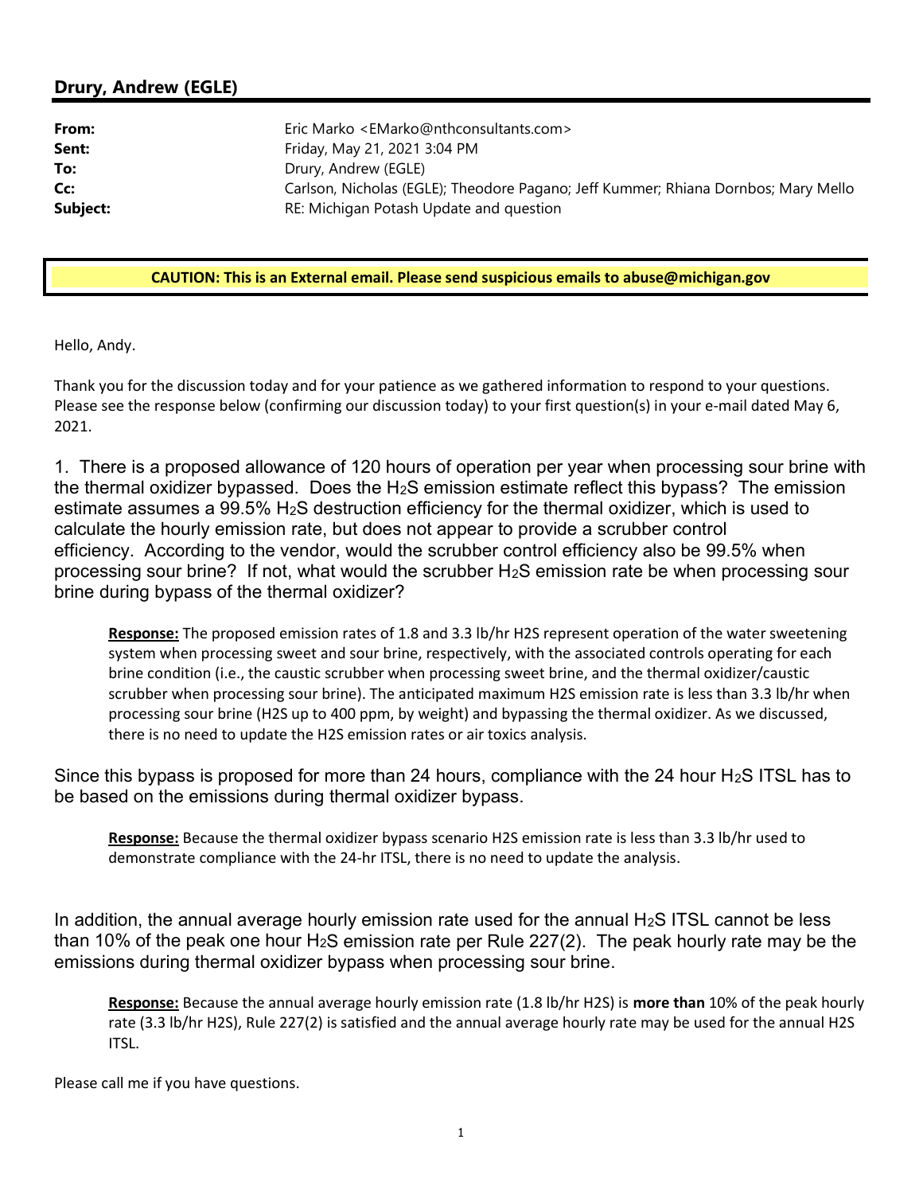## Drury, Andrew (EGLE)

**From:** Eric Marko <EMarko@nthconsultants.com>
**Sent:** Friday, May 21, 2021 3:04 PM
**To:** Drury, Andrew (EGLE)
**Cc:** Carlson, Nicholas (EGLE); Theodore Pagano; Jeff Kummer; Rhiana Dornbos; Mary Mello
**Subject:** RE: Michigan Potash Update and question

**CAUTION: This is an External email. Please send suspicious emails to abuse@michigan.gov**

Hello, Andy.

Thank you for the discussion today and for your patience as we gathered information to respond to your questions. Please see the response below (confirming our discussion today) to your first question(s) in your e-mail dated May 6, 2021.

1. There is a proposed allowance of 120 hours of operation per year when processing sour brine with the thermal oxidizer bypassed. Does the $H_2S$ emission estimate reflect this bypass? The emission estimate assumes a 99.5% $H_2S$ destruction efficiency for the thermal oxidizer, which is used to calculate the hourly emission rate, but does not appear to provide a scrubber control efficiency. According to the vendor, would the scrubber control efficiency also be 99.5% when processing sour brine? If not, what would the scrubber $H_2S$ emission rate be when processing sour brine during bypass of the thermal oxidizer?

> **Response:** The proposed emission rates of 1.8 and 3.3 lb/hr H2S represent operation of the water sweetening system when processing sweet and sour brine, respectively, with the associated controls operating for each brine condition (i.e., the caustic scrubber when processing sweet brine, and the thermal oxidizer/caustic scrubber when processing sour brine). The anticipated maximum H2S emission rate is less than 3.3 lb/hr when processing sour brine (H2S up to 400 ppm, by weight) and bypassing the thermal oxidizer. As we discussed, there is no need to update the H2S emission rates or air toxics analysis.

Since this bypass is proposed for more than 24 hours, compliance with the 24 hour $H_2S$ ITSL has to be based on the emissions during thermal oxidizer bypass.

> **Response:** Because the thermal oxidizer bypass scenario H2S emission rate is less than 3.3 lb/hr used to demonstrate compliance with the 24-hr ITSL, there is no need to update the analysis.

In addition, the annual average hourly emission rate used for the annual $H_2S$ ITSL cannot be less than 10% of the peak one hour $H_2S$ emission rate per Rule 227(2). The peak hourly rate may be the emissions during thermal oxidizer bypass when processing sour brine.

> **Response:** Because the annual average hourly emission rate (1.8 lb/hr H2S) is **more than** 10% of the peak hourly rate (3.3 lb/hr H2S), Rule 227(2) is satisfied and the annual average hourly rate may be used for the annual H2S ITSL.

Please call me if you have questions.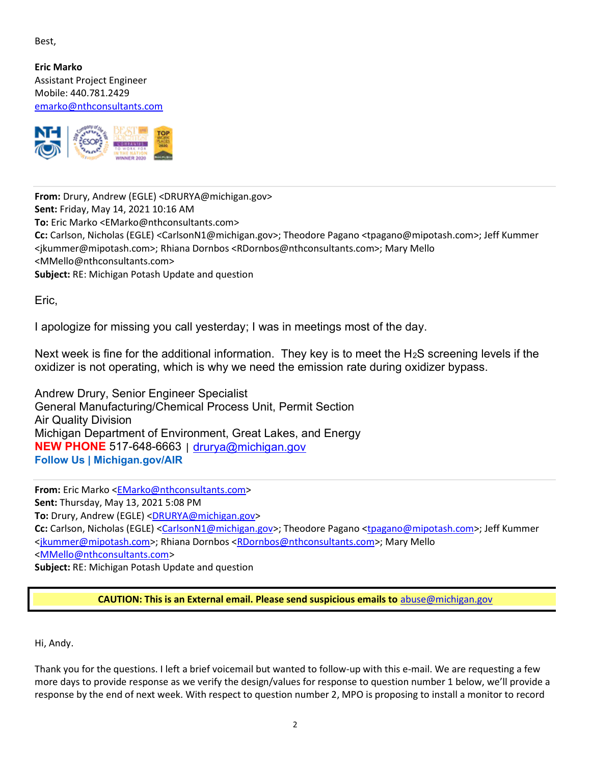Best,

**Eric Marko**
Assistant Project Engineer
Mobile: 440.781.2429
emarko@nthconsultants.com

---

**From:** Drury, Andrew (EGLE) <DRURYA@michigan.gov>
**Sent:** Friday, May 14, 2021 10:16 AM
**To:** Eric Marko <EMarko@nthconsultants.com>
**Cc:** Carlson, Nicholas (EGLE) <CarlsonN1@michigan.gov>; Theodore Pagano <tpagano@mipotash.com>; Jeff Kummer <jkummer@mipotash.com>; Rhiana Dornbos <RDornbos@nthconsultants.com>; Mary Mello <MMello@nthconsultants.com>
**Subject:** RE: Michigan Potash Update and question

Eric,

I apologize for missing you call yesterday; I was in meetings most of the day.

Next week is fine for the additional information. They key is to meet the $H_2S$ screening levels if the oxidizer is not operating, which is why we need the emission rate during oxidizer bypass.

Andrew Drury, Senior Engineer Specialist
General Manufacturing/Chemical Process Unit, Permit Section
Air Quality Division
Michigan Department of Environment, Great Lakes, and Energy
**NEW PHONE** 517-648-6663 | drurya@michigan.gov
**Follow Us | Michigan.gov/AIR**

---

**From:** Eric Marko <EMarko@nthconsultants.com>
**Sent:** Thursday, May 13, 2021 5:08 PM
**To:** Drury, Andrew (EGLE) <DRURYA@michigan.gov>
**Cc:** Carlson, Nicholas (EGLE) <CarlsonN1@michigan.gov>; Theodore Pagano <tpagano@mipotash.com>; Jeff Kummer <jkummer@mipotash.com>; Rhiana Dornbos <RDornbos@nthconsultants.com>; Mary Mello <MMello@nthconsultants.com>
**Subject:** RE: Michigan Potash Update and question

**CAUTION: This is an External email. Please send suspicious emails to abuse@michigan.gov**

Hi, Andy.

Thank you for the questions. I left a brief voicemail but wanted to follow-up with this e-mail. We are requesting a few more days to provide response as we verify the design/values for response to question number 1 below, we'll provide a response by the end of next week. With respect to question number 2, MPO is proposing to install a monitor to record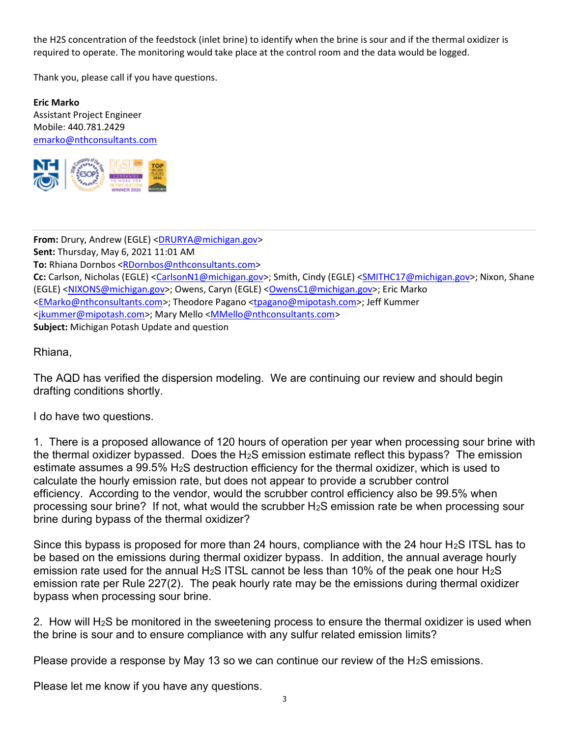the H2S concentration of the feedstock (inlet brine) to identify when the brine is sour and if the thermal oxidizer is required to operate. The monitoring would take place at the control room and the data would be logged.

Thank you, please call if you have questions.

**Eric Marko**
Assistant Project Engineer
Mobile: 440.781.2429
emarko@nthconsultants.com

---

**From:** Drury, Andrew (EGLE) <DRURYA@michigan.gov>
**Sent:** Thursday, May 6, 2021 11:01 AM
**To:** Rhiana Dornbos <RDornbos@nthconsultants.com>
**Cc:** Carlson, Nicholas (EGLE) <CarlsonN1@michigan.gov>; Smith, Cindy (EGLE) <SMITHC17@michigan.gov>; Nixon, Shane (EGLE) <NIXONS@michigan.gov>; Owens, Caryn (EGLE) <OwensC1@michigan.gov>; Eric Marko <EMarko@nthconsultants.com>; Theodore Pagano <tpagano@mipotash.com>; Jeff Kummer <jkummer@mipotash.com>; Mary Mello <MMello@nthconsultants.com>
**Subject:** Michigan Potash Update and question

Rhiana,

The AQD has verified the dispersion modeling. We are continuing our review and should begin drafting conditions shortly.

I do have two questions.

1. There is a proposed allowance of 120 hours of operation per year when processing sour brine with the thermal oxidizer bypassed. Does the $H_2S$ emission estimate reflect this bypass? The emission estimate assumes a 99.5% $H_2S$ destruction efficiency for the thermal oxidizer, which is used to calculate the hourly emission rate, but does not appear to provide a scrubber control efficiency. According to the vendor, would the scrubber control efficiency also be 99.5% when processing sour brine? If not, what would the scrubber $H_2S$ emission rate be when processing sour brine during bypass of the thermal oxidizer?

Since this bypass is proposed for more than 24 hours, compliance with the 24 hour $H_2S$ ITSL has to be based on the emissions during thermal oxidizer bypass. In addition, the annual average hourly emission rate used for the annual $H_2S$ ITSL cannot be less than 10% of the peak one hour $H_2S$ emission rate per Rule 227(2). The peak hourly rate may be the emissions during thermal oxidizer bypass when processing sour brine.

2. How will $H_2S$ be monitored in the sweetening process to ensure the thermal oxidizer is used when the brine is sour and to ensure compliance with any sulfur related emission limits?

Please provide a response by May 13 so we can continue our review of the $H_2S$ emissions.

Please let me know if you have any questions.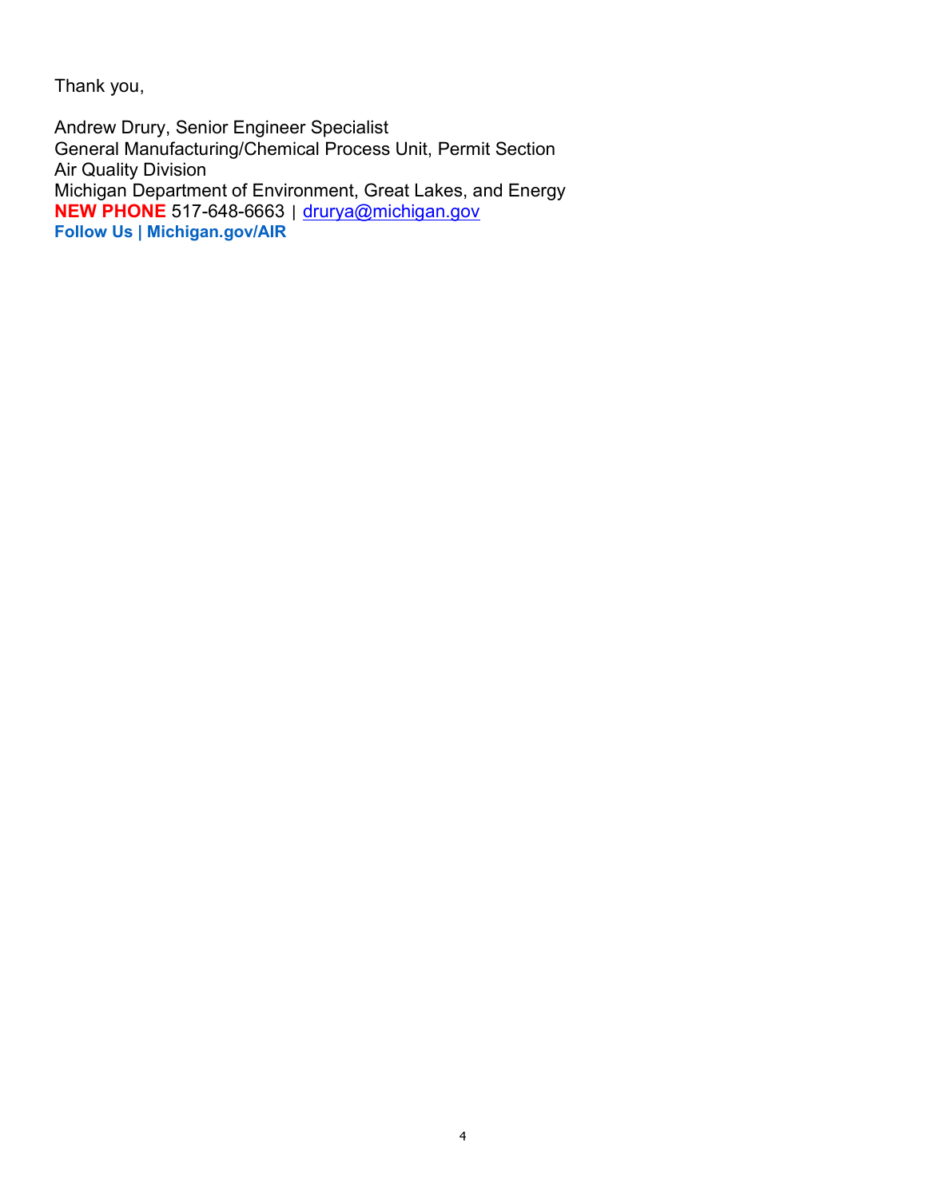Thank you,

Andrew Drury, Senior Engineer Specialist
General Manufacturing/Chemical Process Unit, Permit Section
Air Quality Division
Michigan Department of Environment, Great Lakes, and Energy
**NEW PHONE** 517-648-6663 | drurya@michigan.gov
**Follow Us | Michigan.gov/AIR**